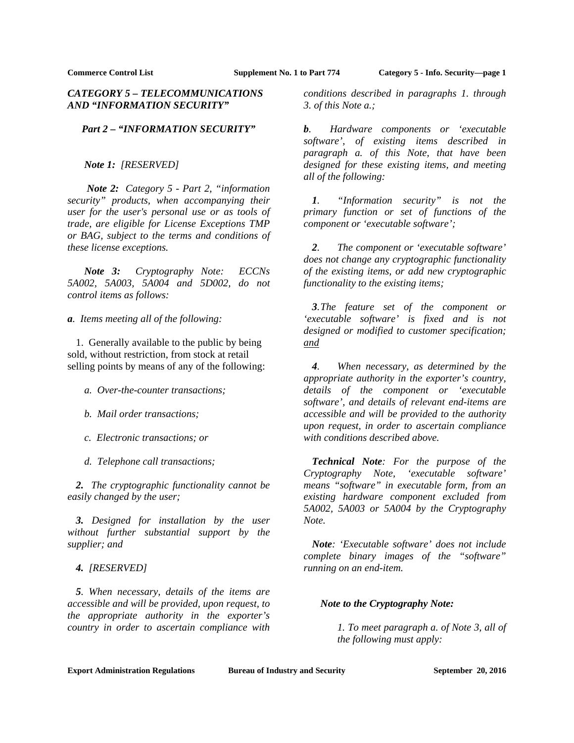# *CATEGORY 5 – TELECOMMUNICATIONS AND "INFORMATION SECURITY"*

## *Part 2 – "INFORMATION SECURITY"*

***Note 1:*** *[RESERVED]*

***Note 2:*** *Category 5 - Part 2, "information security" products, when accompanying their user for the user's personal use or as tools of trade, are eligible for License Exceptions TMP or BAG, subject to the terms and conditions of these license exceptions.*

***Note 3:*** *Cryptography Note: ECCNs 5A002, 5A003, 5A004 and 5D002, do not control items as follows:*

***a**. Items meeting all of the following:*

1. Generally available to the public by being sold, without restriction, from stock at retail selling points by means of any of the following:

   *a. Over-the-counter transactions;*

   *b. Mail order transactions;*

   *c. Electronic transactions; or*

   *d. Telephone call transactions;*

***2.*** *The cryptographic functionality cannot be easily changed by the user;*

***3.*** *Designed for installation by the user without further substantial support by the supplier; and*

***4.*** *[RESERVED]*

***5**. When necessary, details of the items are accessible and will be provided, upon request, to the appropriate authority in the exporter's country in order to ascertain compliance with conditions described in paragraphs 1. through 3. of this Note a.;*

***b**. Hardware components or 'executable software', of existing items described in paragraph a. of this Note, that have been designed for these existing items, and meeting all of the following:*

***1**. "Information security" is not the primary function or set of functions of the component or 'executable software';*

***2**. The component or 'executable software' does not change any cryptographic functionality of the existing items, or add new cryptographic functionality to the existing items;*

***3**. The feature set of the component or 'executable software' is fixed and is not designed or modified to customer specification; <u>and</u>*

***4**. When necessary, as determined by the appropriate authority in the exporter's country, details of the component or 'executable software', and details of relevant end-items are accessible and will be provided to the authority upon request, in order to ascertain compliance with conditions described above.*

***Technical Note**: For the purpose of the Cryptography Note, 'executable software' means "software" in executable form, from an existing hardware component excluded from 5A002, 5A003 or 5A004 by the Cryptography Note.*

***Note**: 'Executable software' does not include complete binary images of the "software" running on an end-item.*

***Note to the Cryptography Note:***

*1. To meet paragraph a. of Note 3, all of the following must apply:*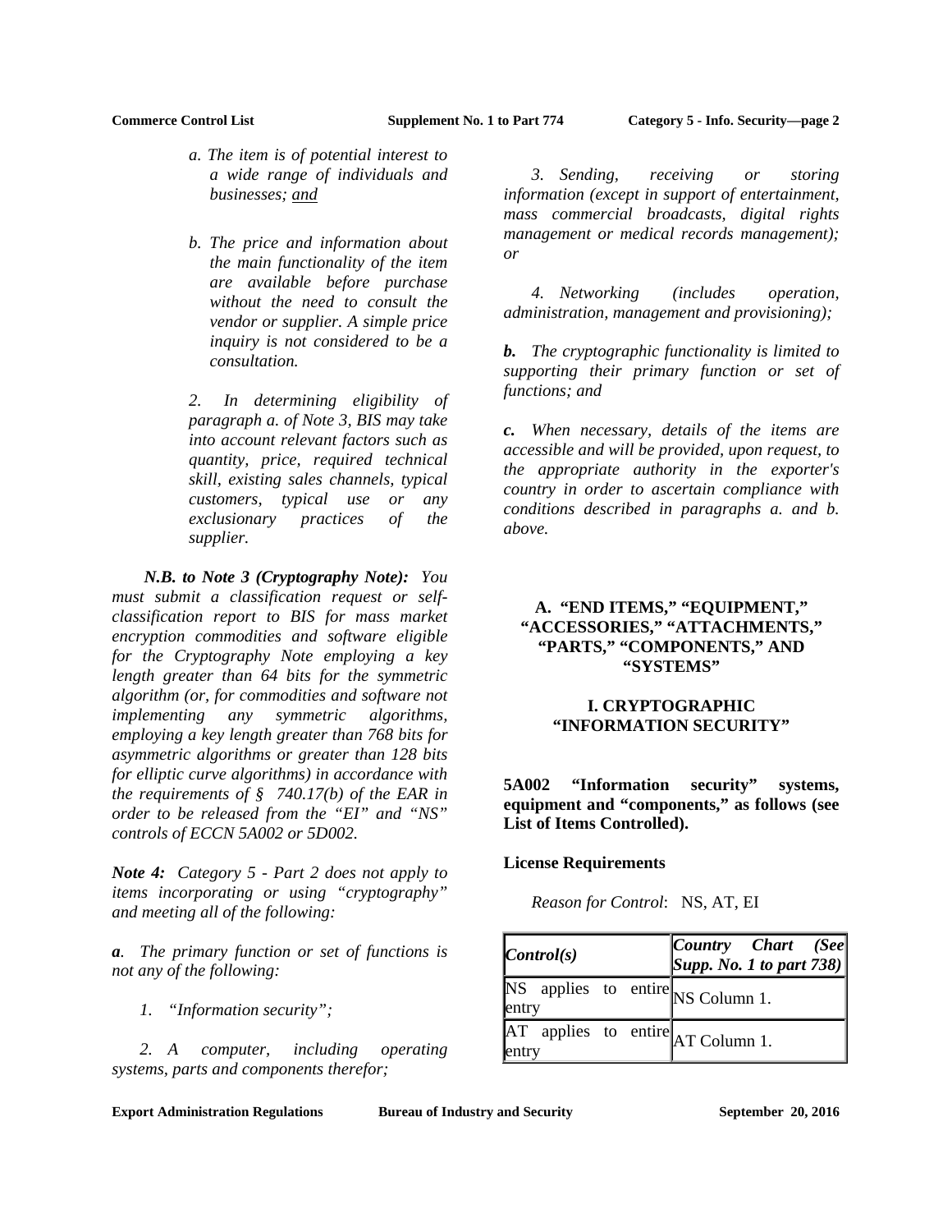*a. The item is of potential interest to a wide range of individuals and businesses; and*

*b. The price and information about the main functionality of the item are available before purchase without the need to consult the vendor or supplier. A simple price inquiry is not considered to be a consultation.*

*2. In determining eligibility of paragraph a. of Note 3, BIS may take into account relevant factors such as quantity, price, required technical skill, existing sales channels, typical customers, typical use or any exclusionary practices of the supplier.*

***N.B. to Note 3 (Cryptography Note):*** *You must submit a classification request or self-classification report to BIS for mass market encryption commodities and software eligible for the Cryptography Note employing a key length greater than 64 bits for the symmetric algorithm (or, for commodities and software not implementing any symmetric algorithms, employing a key length greater than 768 bits for asymmetric algorithms or greater than 128 bits for elliptic curve algorithms) in accordance with the requirements of § 740.17(b) of the EAR in order to be released from the "EI" and "NS" controls of ECCN 5A002 or 5D002.*

***Note 4:*** *Category 5 - Part 2 does not apply to items incorporating or using "cryptography" and meeting all of the following:*

***a****. The primary function or set of functions is not any of the following:*

*1. "Information security";*

*2. A computer, including operating systems, parts and components therefor;*

*3. Sending, receiving or storing information (except in support of entertainment, mass commercial broadcasts, digital rights management or medical records management); or*

*4. Networking (includes operation, administration, management and provisioning);*

***b.*** *The cryptographic functionality is limited to supporting their primary function or set of functions; and*

***c.*** *When necessary, details of the items are accessible and will be provided, upon request, to the appropriate authority in the exporter's country in order to ascertain compliance with conditions described in paragraphs a. and b. above.*

## A. "END ITEMS," "EQUIPMENT," "ACCESSORIES," "ATTACHMENTS," "PARTS," "COMPONENTS," AND "SYSTEMS"

### I. CRYPTOGRAPHIC "INFORMATION SECURITY"

**5A002 "Information security" systems, equipment and "components," as follows (see List of Items Controlled).**

**License Requirements**

*Reason for Control*: NS, AT, EI

| *Control(s)* | *Country Chart (See Supp. No. 1 to part 738)* |
|---|---|
| NS applies to entire entry | NS Column 1. |
| AT applies to entire entry | AT Column 1. |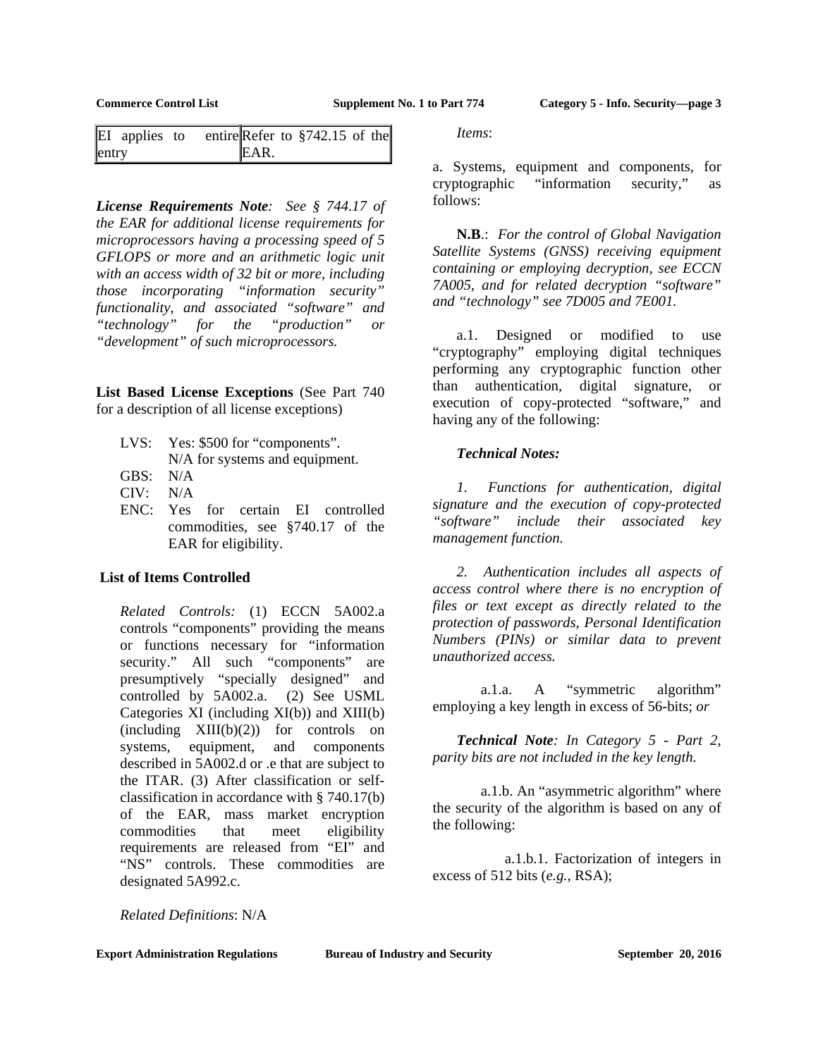| EI applies to entire entry | Refer to §742.15 of the EAR. |
| --- | --- |

***License Requirements Note**: See § 744.17 of the EAR for additional license requirements for microprocessors having a processing speed of 5 GFLOPS or more and an arithmetic logic unit with an access width of 32 bit or more, including those incorporating "information security" functionality, and associated "software" and "technology" for the "production" or "development" of such microprocessors.*

**List Based License Exceptions** (See Part 740 for a description of all license exceptions)

LVS: Yes: $500 for "components". N/A for systems and equipment.
GBS: N/A
CIV: N/A
ENC: Yes for certain EI controlled commodities, see §740.17 of the EAR for eligibility.

**List of Items Controlled**

*Related Controls:* (1) ECCN 5A002.a controls "components" providing the means or functions necessary for "information security." All such "components" are presumptively "specially designed" and controlled by 5A002.a. (2) See USML Categories XI (including XI(b)) and XIII(b) (including XIII(b)(2)) for controls on systems, equipment, and components described in 5A002.d or .e that are subject to the ITAR. (3) After classification or self-classification in accordance with § 740.17(b) of the EAR, mass market encryption commodities that meet eligibility requirements are released from "EI" and "NS" controls. These commodities are designated 5A992.c.

*Related Definitions*: N/A

*Items*:

a. Systems, equipment and components, for cryptographic "information security," as follows:

**N.B**.: *For the control of Global Navigation Satellite Systems (GNSS) receiving equipment containing or employing decryption, see ECCN 7A005, and for related decryption "software" and "technology" see 7D005 and 7E001.*

a.1. Designed or modified to use "cryptography" employing digital techniques performing any cryptographic function other than authentication, digital signature, or execution of copy-protected "software," and having any of the following:

***Technical Notes:***

*1. Functions for authentication, digital signature and the execution of copy-protected "software" include their associated key management function.*

*2. Authentication includes all aspects of access control where there is no encryption of files or text except as directly related to the protection of passwords, Personal Identification Numbers (PINs) or similar data to prevent unauthorized access.*

a.1.a. A "symmetric algorithm" employing a key length in excess of 56-bits; *or*

***Technical Note**: In Category 5 - Part 2, parity bits are not included in the key length.*

a.1.b. An "asymmetric algorithm" where the security of the algorithm is based on any of the following:

a.1.b.1. Factorization of integers in excess of 512 bits (*e.g.,* RSA);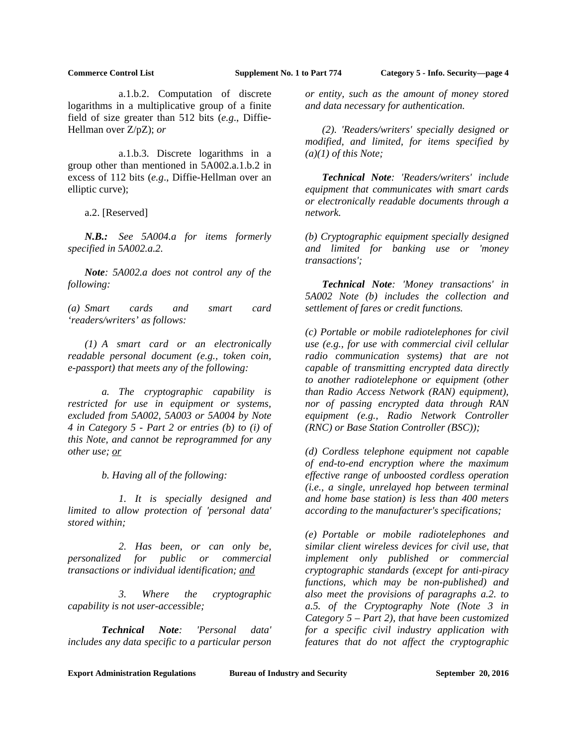a.1.b.2. Computation of discrete logarithms in a multiplicative group of a finite field of size greater than 512 bits (*e.g.*, Diffie-Hellman over Z/pZ); *or*

a.1.b.3. Discrete logarithms in a group other than mentioned in 5A002.a.1.b.2 in excess of 112 bits (*e.g*., Diffie-Hellman over an elliptic curve);

a.2. [Reserved]

***N.B.:*** *See 5A004.a for items formerly specified in 5A002.a.2.*

***Note****: 5A002.a does not control any of the following:*

*(a) Smart cards and smart card 'readers/writers' as follows:*

*(1) A smart card or an electronically readable personal document (e.g., token coin, e-passport) that meets any of the following:*

*a. The cryptographic capability is restricted for use in equipment or systems, excluded from 5A002, 5A003 or 5A004 by Note 4 in Category 5 - Part 2 or entries (b) to (i) of this Note, and cannot be reprogrammed for any other use; or*

*b. Having all of the following:*

*1. It is specially designed and limited to allow protection of 'personal data' stored within;*

*2. Has been, or can only be, personalized for public or commercial transactions or individual identification; and*

*3. Where the cryptographic capability is not user-accessible;*

***Technical Note****: 'Personal data' includes any data specific to a particular person or entity, such as the amount of money stored and data necessary for authentication.*

*(2). 'Readers/writers' specially designed or modified, and limited, for items specified by (a)(1) of this Note;*

***Technical Note****: 'Readers/writers' include equipment that communicates with smart cards or electronically readable documents through a network.*

*(b) Cryptographic equipment specially designed and limited for banking use or 'money transactions';*

***Technical Note****: 'Money transactions' in 5A002 Note (b) includes the collection and settlement of fares or credit functions.*

*(c) Portable or mobile radiotelephones for civil use (e.g., for use with commercial civil cellular radio communication systems) that are not capable of transmitting encrypted data directly to another radiotelephone or equipment (other than Radio Access Network (RAN) equipment), nor of passing encrypted data through RAN equipment (e.g., Radio Network Controller (RNC) or Base Station Controller (BSC));*

*(d) Cordless telephone equipment not capable of end-to-end encryption where the maximum effective range of unboosted cordless operation (i.e., a single, unrelayed hop between terminal and home base station) is less than 400 meters according to the manufacturer's specifications;*

*(e) Portable or mobile radiotelephones and similar client wireless devices for civil use, that implement only published or commercial cryptographic standards (except for anti-piracy functions, which may be non-published) and also meet the provisions of paragraphs a.2. to a.5. of the Cryptography Note (Note 3 in Category 5 – Part 2), that have been customized for a specific civil industry application with features that do not affect the cryptographic*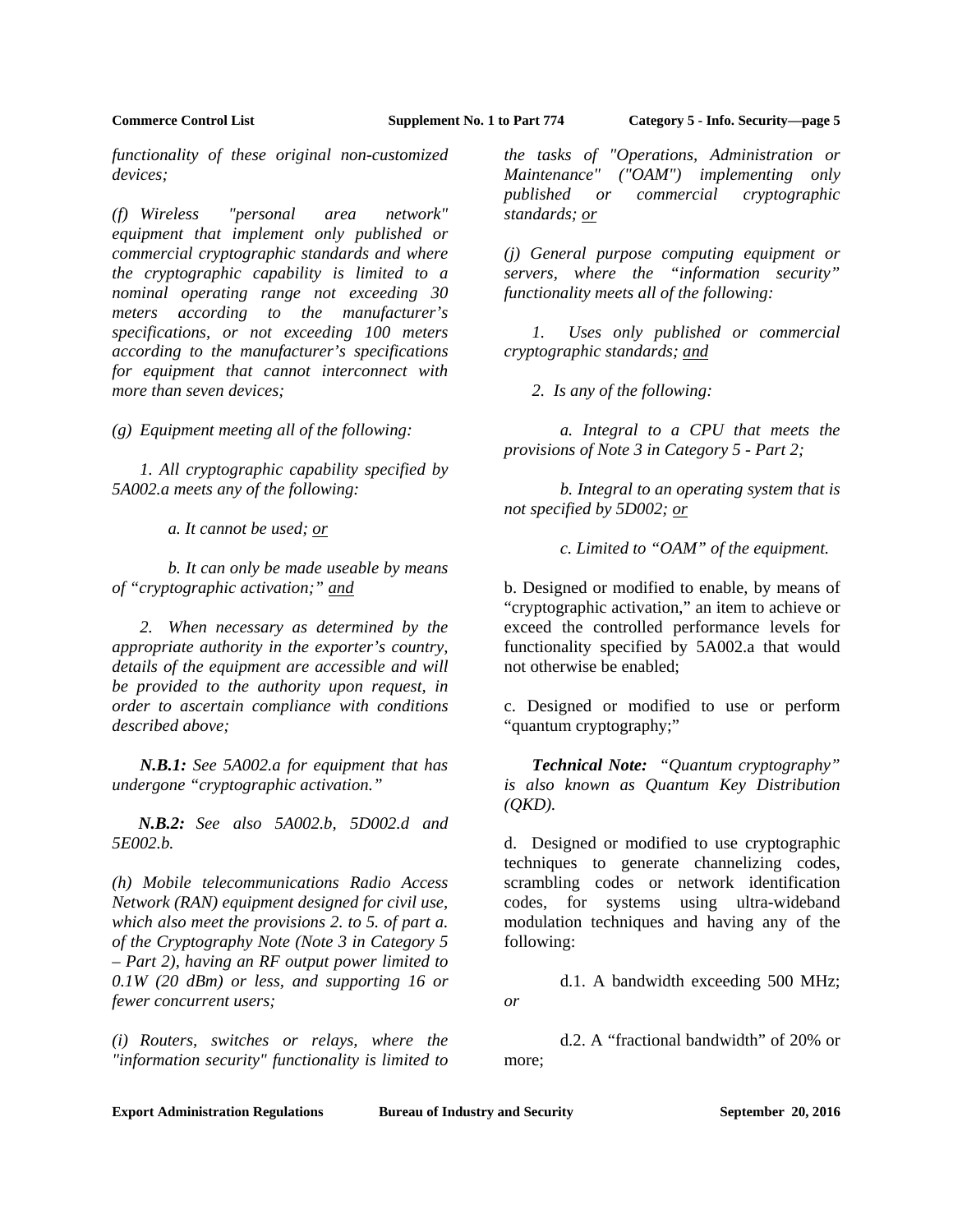*functionality of these original non-customized devices;*

*(f) Wireless "personal area network" equipment that implement only published or commercial cryptographic standards and where the cryptographic capability is limited to a nominal operating range not exceeding 30 meters according to the manufacturer's specifications, or not exceeding 100 meters according to the manufacturer's specifications for equipment that cannot interconnect with more than seven devices;*

*(g) Equipment meeting all of the following:*

*1. All cryptographic capability specified by 5A002.a meets any of the following:*

*a. It cannot be used; or*

*b. It can only be made useable by means of "cryptographic activation;" and*

*2. When necessary as determined by the appropriate authority in the exporter's country, details of the equipment are accessible and will be provided to the authority upon request, in order to ascertain compliance with conditions described above;*

***N.B.1:** See 5A002.a for equipment that has undergone "cryptographic activation."*

***N.B.2:** See also 5A002.b, 5D002.d and 5E002.b.*

*(h) Mobile telecommunications Radio Access Network (RAN) equipment designed for civil use, which also meet the provisions 2. to 5. of part a. of the Cryptography Note (Note 3 in Category 5 – Part 2), having an RF output power limited to 0.1W (20 dBm) or less, and supporting 16 or fewer concurrent users;*

*(i) Routers, switches or relays, where the "information security" functionality is limited to the tasks of "Operations, Administration or Maintenance" ("OAM") implementing only published or commercial cryptographic standards; or*

*(j) General purpose computing equipment or servers, where the "information security" functionality meets all of the following:*

*1. Uses only published or commercial cryptographic standards; and*

*2. Is any of the following:*

*a. Integral to a CPU that meets the provisions of Note 3 in Category 5 - Part 2;*

*b. Integral to an operating system that is not specified by 5D002; or*

*c. Limited to "OAM" of the equipment.*

b. Designed or modified to enable, by means of "cryptographic activation," an item to achieve or exceed the controlled performance levels for functionality specified by 5A002.a that would not otherwise be enabled;

c. Designed or modified to use or perform "quantum cryptography;"

***Technical Note:** "Quantum cryptography" is also known as Quantum Key Distribution (QKD).*

d. Designed or modified to use cryptographic techniques to generate channelizing codes, scrambling codes or network identification codes, for systems using ultra-wideband modulation techniques and having any of the following:

d.1. A bandwidth exceeding 500 MHz; *or*

d.2. A "fractional bandwidth" of 20% or more;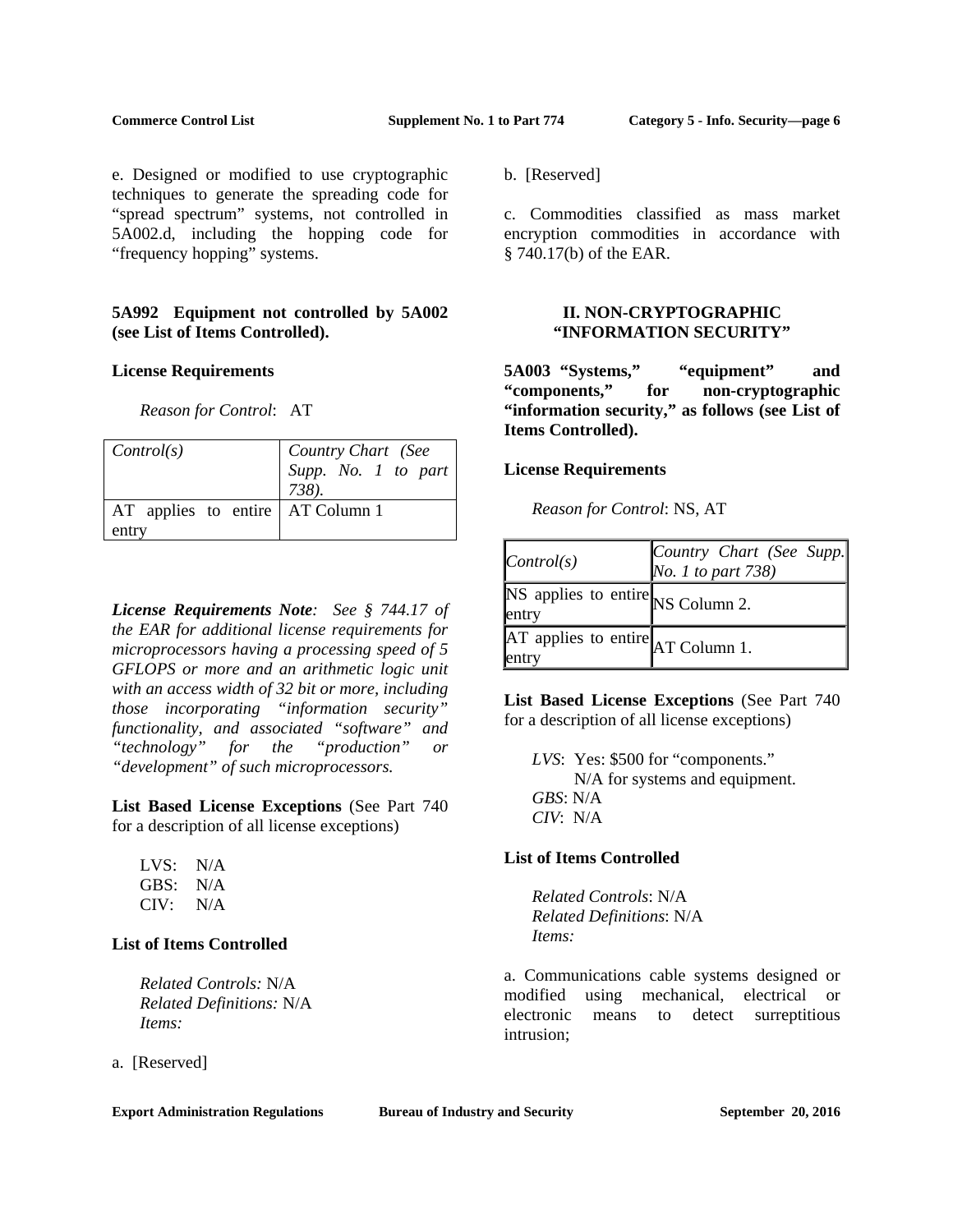e. Designed or modified to use cryptographic techniques to generate the spreading code for "spread spectrum" systems, not controlled in 5A002.d, including the hopping code for "frequency hopping" systems.

**5A992 Equipment not controlled by 5A002 (see List of Items Controlled).**

**License Requirements**

*Reason for Control*: AT

| *Control(s)* | *Country Chart (See Supp. No. 1 to part 738).* |
|---|---|
| AT applies to entire entry | AT Column 1 |

***License Requirements Note**: See § 744.17 of the EAR for additional license requirements for microprocessors having a processing speed of 5 GFLOPS or more and an arithmetic logic unit with an access width of 32 bit or more, including those incorporating "information security" functionality, and associated "software" and "technology" for the "production" or "development" of such microprocessors.*

**List Based License Exceptions** (See Part 740 for a description of all license exceptions)

LVS: N/A
GBS: N/A
CIV: N/A

**List of Items Controlled**

*Related Controls:* N/A
*Related Definitions:* N/A
*Items:*

a. [Reserved]

b. [Reserved]

c. Commodities classified as mass market encryption commodities in accordance with § 740.17(b) of the EAR.

## II. NON-CRYPTOGRAPHIC "INFORMATION SECURITY"

**5A003 "Systems," "equipment" and "components," for non-cryptographic "information security," as follows (see List of Items Controlled).**

**License Requirements**

*Reason for Control*: NS, AT

| *Control(s)* | *Country Chart (See Supp. No. 1 to part 738)* |
|---|---|
| NS applies to entire entry | NS Column 2. |
| AT applies to entire entry | AT Column 1. |

**List Based License Exceptions** (See Part 740 for a description of all license exceptions)

*LVS*: Yes: $500 for "components."
N/A for systems and equipment.
*GBS*: N/A
*CIV*: N/A

**List of Items Controlled**

*Related Controls*: N/A
*Related Definitions*: N/A
*Items:*

a. Communications cable systems designed or modified using mechanical, electrical or electronic means to detect surreptitious intrusion;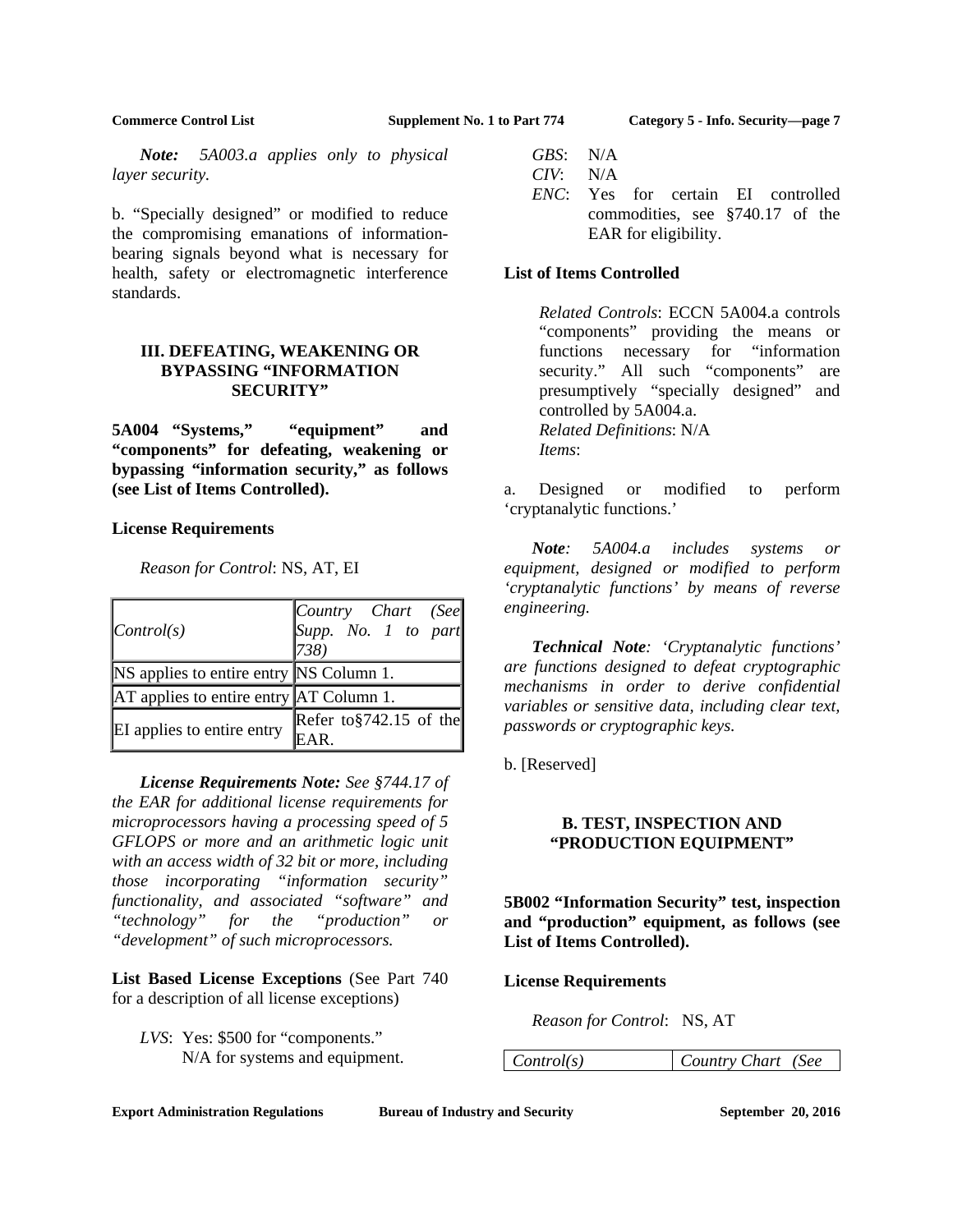*Note: 5A003.a applies only to physical layer security.*

b. “Specially designed” or modified to reduce the compromising emanations of information-bearing signals beyond what is necessary for health, safety or electromagnetic interference standards.

### III. DEFEATING, WEAKENING OR BYPASSING “INFORMATION SECURITY”

**5A004 “Systems,” “equipment” and “components” for defeating, weakening or bypassing “information security,” as follows (see List of Items Controlled).**

**License Requirements**

*Reason for Control*: NS, AT, EI

| *Control(s)* | *Country Chart (See Supp. No. 1 to part 738)* |
|---|---|
| NS applies to entire entry | NS Column 1. |
| AT applies to entire entry | AT Column 1. |
| EI applies to entire entry | Refer to§742.15 of the EAR. |

***License Requirements Note:*** *See §744.17 of the EAR for additional license requirements for microprocessors having a processing speed of 5 GFLOPS or more and an arithmetic logic unit with an access width of 32 bit or more, including those incorporating “information security” functionality, and associated “software” and “technology” for the “production” or “development” of such microprocessors.*

**List Based License Exceptions** (See Part 740 for a description of all license exceptions)

*LVS*: Yes: $500 for “components.” N/A for systems and equipment.
*GBS*: N/A
*CIV*: N/A
*ENC*: Yes for certain EI controlled commodities, see §740.17 of the EAR for eligibility.

**List of Items Controlled**

*Related Controls*: ECCN 5A004.a controls “components” providing the means or functions necessary for “information security.” All such “components” are presumptively “specially designed” and controlled by 5A004.a.
*Related Definitions*: N/A
*Items*:

a. Designed or modified to perform ‘cryptanalytic functions.’

***Note****: 5A004.a includes systems or equipment, designed or modified to perform ‘cryptanalytic functions’ by means of reverse engineering.*

***Technical Note****: ‘Cryptanalytic functions’ are functions designed to defeat cryptographic mechanisms in order to derive confidential variables or sensitive data, including clear text, passwords or cryptographic keys.*

b. [Reserved]

### B. TEST, INSPECTION AND “PRODUCTION EQUIPMENT”

**5B002 “Information Security” test, inspection and “production” equipment, as follows (see List of Items Controlled).**

**License Requirements**

*Reason for Control*: NS, AT

| *Control(s)* | *Country Chart (See* |
|---|---|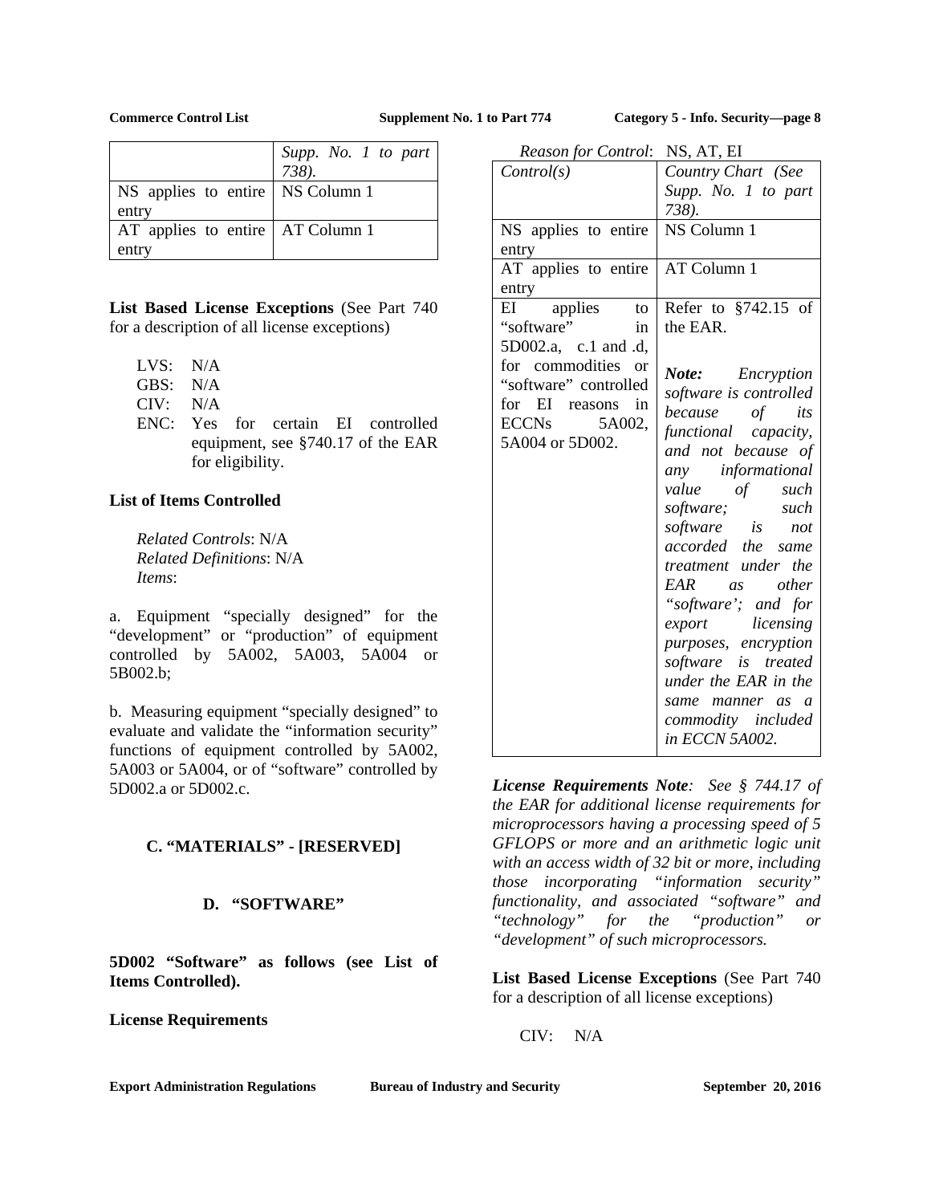| | Supp. No. 1 to part 738). |
|---|---|
| NS applies to entire entry | NS Column 1 |
| AT applies to entire entry | AT Column 1 |

**List Based License Exceptions** (See Part 740 for a description of all license exceptions)

LVS: N/A
GBS: N/A
CIV: N/A
ENC: Yes for certain EI controlled equipment, see §740.17 of the EAR for eligibility.

**List of Items Controlled**

*Related Controls*: N/A
*Related Definitions*: N/A
*Items*:

a. Equipment "specially designed" for the "development" or "production" of equipment controlled by 5A002, 5A003, 5A004 or 5B002.b;

b. Measuring equipment "specially designed" to evaluate and validate the "information security" functions of equipment controlled by 5A002, 5A003 or 5A004, or of "software" controlled by 5D002.a or 5D002.c.

## C. "MATERIALS" - [RESERVED]

## D. "SOFTWARE"

**5D002 "Software" as follows (see List of Items Controlled).**

**License Requirements**

*Reason for Control*: NS, AT, EI

| *Control(s)* | *Country Chart (See Supp. No. 1 to part 738).* |
|---|---|
| NS applies to entire entry | NS Column 1 |
| AT applies to entire entry | AT Column 1 |
| EI applies to "software" in 5D002.a, c.1 and .d, for commodities or "software" controlled for EI reasons in ECCNs 5A002, 5A004 or 5D002. | Refer to §742.15 of the EAR. ***Note:*** *Encryption software is controlled because of its functional capacity, and not because of any informational value of such software; such software is not accorded the same treatment under the EAR as other "software'; and for export licensing purposes, encryption software is treated under the EAR in the same manner as a commodity included in ECCN 5A002.* |

***License Requirements Note****: See § 744.17 of the EAR for additional license requirements for microprocessors having a processing speed of 5 GFLOPS or more and an arithmetic logic unit with an access width of 32 bit or more, including those incorporating "information security" functionality, and associated "software" and "technology" for the "production" or "development" of such microprocessors.*

**List Based License Exceptions** (See Part 740 for a description of all license exceptions)

CIV: N/A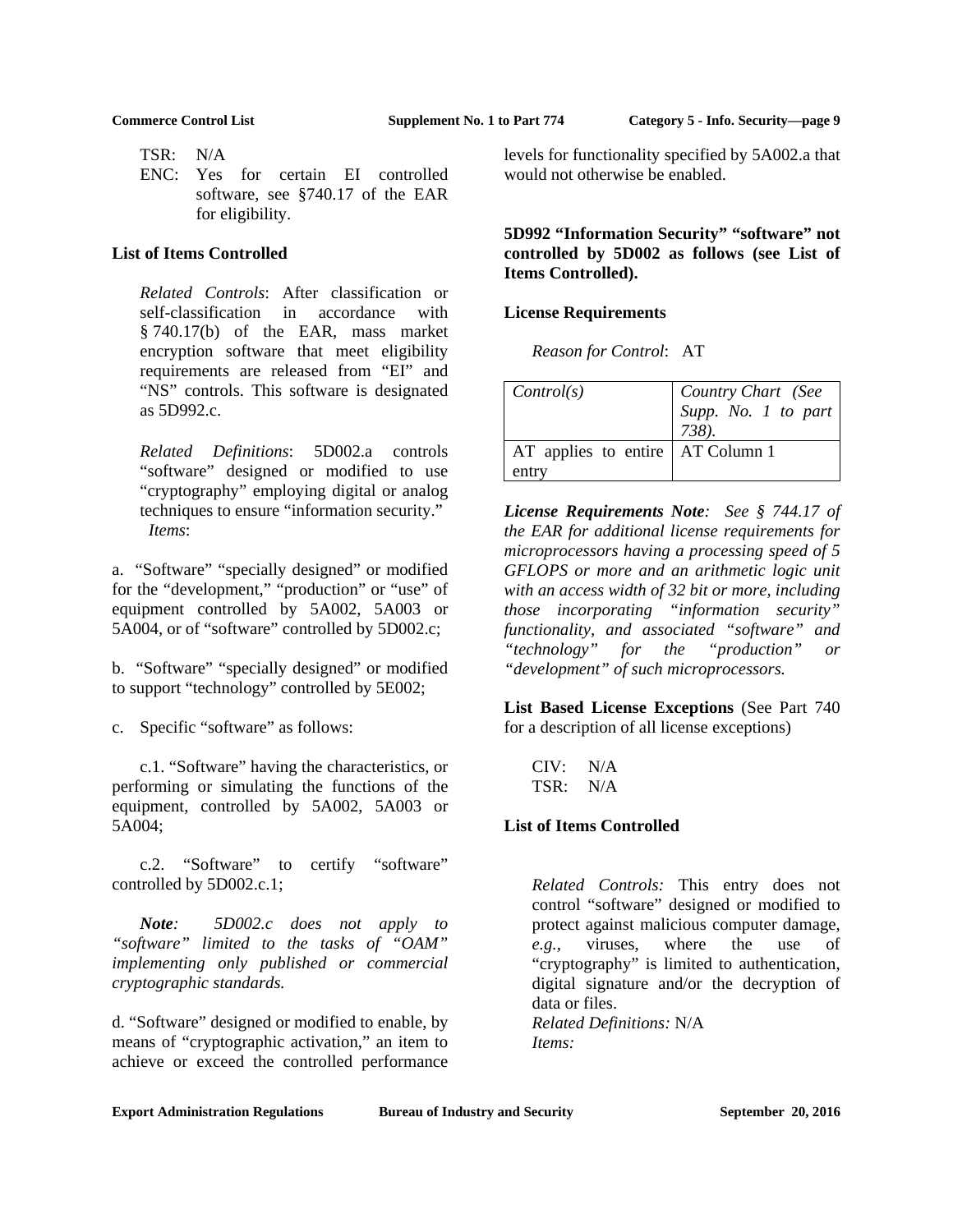TSR: N/A

ENC: Yes for certain EI controlled software, see §740.17 of the EAR for eligibility.

**List of Items Controlled**

*Related Controls*: After classification or self-classification in accordance with § 740.17(b) of the EAR, mass market encryption software that meet eligibility requirements are released from "EI" and "NS" controls. This software is designated as 5D992.c.

*Related Definitions*: 5D002.a controls "software" designed or modified to use "cryptography" employing digital or analog techniques to ensure "information security."

*Items*:

a. "Software" "specially designed" or modified for the "development," "production" or "use" of equipment controlled by 5A002, 5A003 or 5A004, or of "software" controlled by 5D002.c;

b. "Software" "specially designed" or modified to support "technology" controlled by 5E002;

c. Specific "software" as follows:

c.1. "Software" having the characteristics, or performing or simulating the functions of the equipment, controlled by 5A002, 5A003 or 5A004;

c.2. "Software" to certify "software" controlled by 5D002.c.1;

***Note**: 5D002.c does not apply to "software" limited to the tasks of "OAM" implementing only published or commercial cryptographic standards.*

d. "Software" designed or modified to enable, by means of "cryptographic activation," an item to achieve or exceed the controlled performance levels for functionality specified by 5A002.a that would not otherwise be enabled.

**5D992 "Information Security" "software" not controlled by 5D002 as follows (see List of Items Controlled).**

**License Requirements**

*Reason for Control*: AT

| *Control(s)* | *Country Chart (See Supp. No. 1 to part 738).* |
| --- | --- |
| AT applies to entire entry | AT Column 1 |

***License Requirements Note**: See § 744.17 of the EAR for additional license requirements for microprocessors having a processing speed of 5 GFLOPS or more and an arithmetic logic unit with an access width of 32 bit or more, including those incorporating "information security" functionality, and associated "software" and "technology" for the "production" or "development" of such microprocessors.*

**List Based License Exceptions** (See Part 740 for a description of all license exceptions)

CIV: N/A

TSR: N/A

**List of Items Controlled**

*Related Controls:* This entry does not control "software" designed or modified to protect against malicious computer damage, *e.g.*, viruses, where the use of "cryptography" is limited to authentication, digital signature and/or the decryption of data or files.

*Related Definitions:* N/A

*Items:*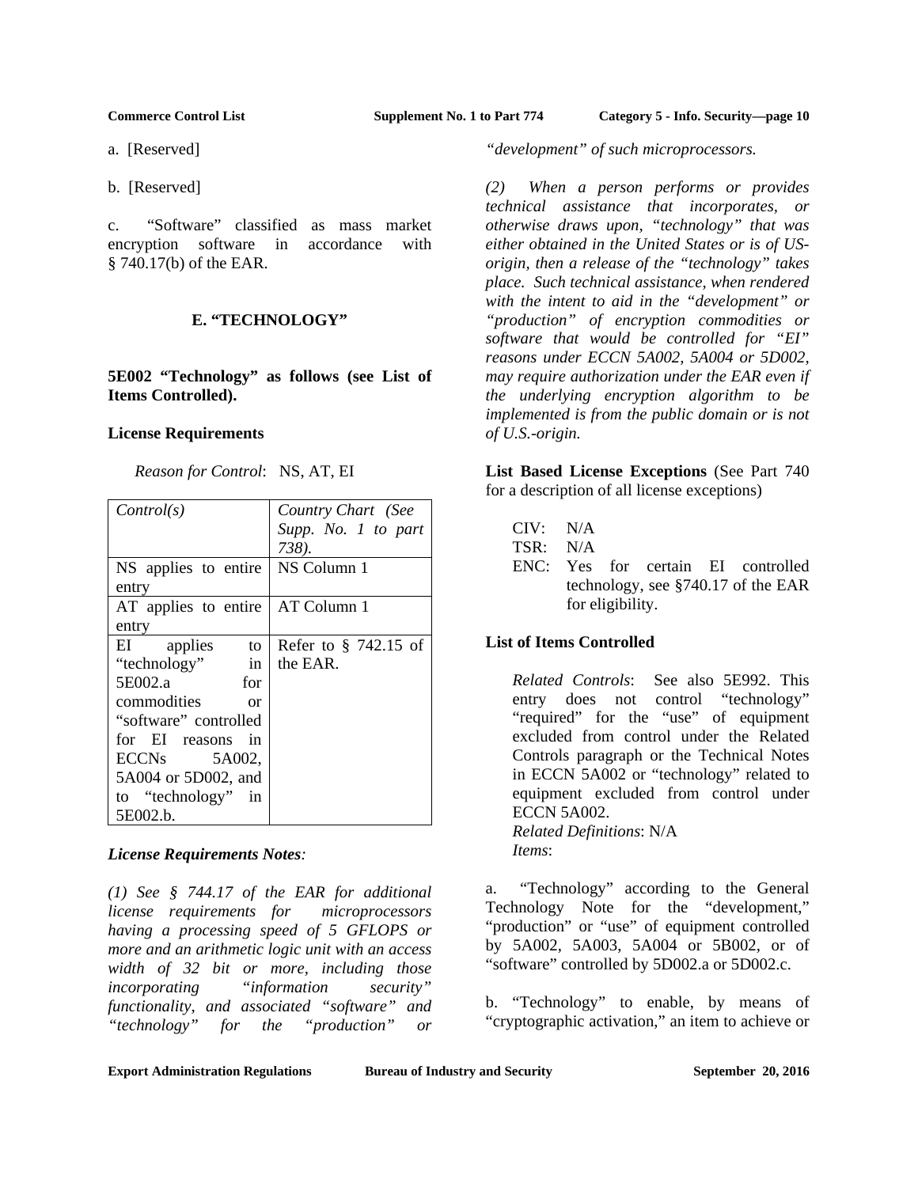a. [Reserved]

b. [Reserved]

c. "Software" classified as mass market encryption software in accordance with § 740.17(b) of the EAR.

## E. "TECHNOLOGY"

### 5E002 "Technology" as follows (see List of Items Controlled).

**License Requirements**

*Reason for Control*: NS, AT, EI

| *Control(s)* | *Country Chart (See Supp. No. 1 to part 738).* |
|---|---|
| NS applies to entire entry | NS Column 1 |
| AT applies to entire entry | AT Column 1 |
| EI applies to "technology" in 5E002.a for commodities or "software" controlled for EI reasons in ECCNs 5A002, 5A004 or 5D002, and to "technology" in 5E002.b. | Refer to § 742.15 of the EAR. |

***License Requirements Notes:***

*(1) See § 744.17 of the EAR for additional license requirements for microprocessors having a processing speed of 5 GFLOPS or more and an arithmetic logic unit with an access width of 32 bit or more, including those incorporating "information security" functionality, and associated "software" and "technology" for the "production" or "development" of such microprocessors.*

*(2) When a person performs or provides technical assistance that incorporates, or otherwise draws upon, "technology" that was either obtained in the United States or is of US-origin, then a release of the "technology" takes place. Such technical assistance, when rendered with the intent to aid in the "development" or "production" of encryption commodities or software that would be controlled for "EI" reasons under ECCN 5A002, 5A004 or 5D002, may require authorization under the EAR even if the underlying encryption algorithm to be implemented is from the public domain or is not of U.S.-origin.*

**List Based License Exceptions** (See Part 740 for a description of all license exceptions)

CIV: N/A
TSR: N/A
ENC: Yes for certain EI controlled technology, see §740.17 of the EAR for eligibility.

**List of Items Controlled**

*Related Controls*: See also 5E992. This entry does not control "technology" "required" for the "use" of equipment excluded from control under the Related Controls paragraph or the Technical Notes in ECCN 5A002 or "technology" related to equipment excluded from control under ECCN 5A002.
*Related Definitions*: N/A
*Items*:

a. "Technology" according to the General Technology Note for the "development," "production" or "use" of equipment controlled by 5A002, 5A003, 5A004 or 5B002, or of "software" controlled by 5D002.a or 5D002.c.

b. "Technology" to enable, by means of "cryptographic activation," an item to achieve or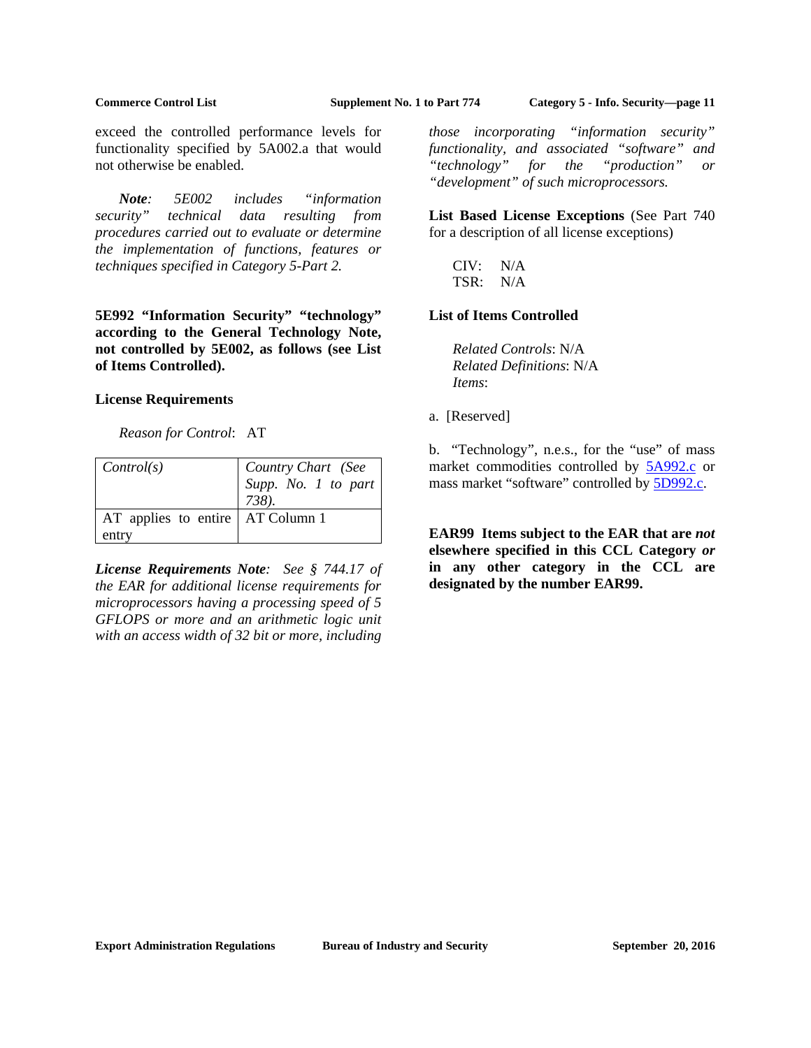exceed the controlled performance levels for functionality specified by 5A002.a that would not otherwise be enabled.

***Note****:* *5E002 includes "information security" technical data resulting from procedures carried out to evaluate or determine the implementation of functions, features or techniques specified in Category 5-Part 2.*

**5E992 "Information Security" "technology" according to the General Technology Note, not controlled by 5E002, as follows (see List of Items Controlled).**

**License Requirements**

*Reason for Control*: AT

| *Control(s)* | *Country Chart (See Supp. No. 1 to part 738).* |
|---|---|
| AT applies to entire entry | AT Column 1 |

***License Requirements Note****: See § 744.17 of the EAR for additional license requirements for microprocessors having a processing speed of 5 GFLOPS or more and an arithmetic logic unit with an access width of 32 bit or more, including those incorporating "information security" functionality, and associated "software" and "technology" for the "production" or "development" of such microprocessors.*

**List Based License Exceptions** (See Part 740 for a description of all license exceptions)

CIV: N/A
TSR: N/A

**List of Items Controlled**

*Related Controls*: N/A
*Related Definitions*: N/A
*Items*:

a. [Reserved]

b. "Technology", n.e.s., for the "use" of mass market commodities controlled by 5A992.c or mass market "software" controlled by 5D992.c.

**EAR99 Items subject to the EAR that are *not* elsewhere specified in this CCL Category *or* in any other category in the CCL are designated by the number EAR99.**